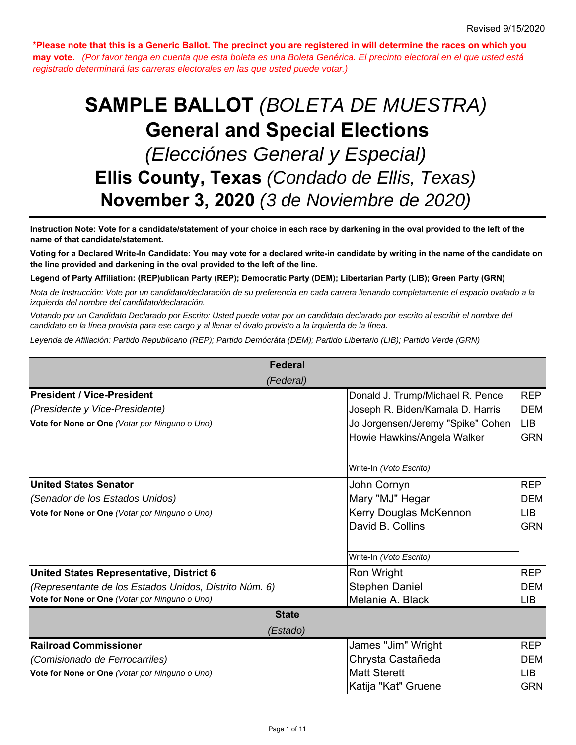Revised 9/15/2020

**\*Please note that this is a Generic Ballot. The precinct you are registered in will determine the races on which you may vote.** *(Por favor tenga en cuenta que esta boleta es una Boleta Genérica. El precinto electoral en el que usted está registrado determinará las carreras electorales en las que usted puede votar.)*

# SAMPLE BALLOT *(BOLETA DE MUESTRA)*
# General and Special Elections
## *(Elecciónes General y Especial)*
## Ellis County, Texas *(Condado de Ellis, Texas)*
## November 3, 2020 *(3 de Noviembre de 2020)*

**Instruction Note: Vote for a candidate/statement of your choice in each race by darkening in the oval provided to the left of the name of that candidate/statement.**

**Voting for a Declared Write-In Candidate: You may vote for a declared write-in candidate by writing in the name of the candidate on the line provided and darkening in the oval provided to the left of the line.**

**Legend of Party Affiliation: (REP)ublican Party (REP); Democratic Party (DEM); Libertarian Party (LIB); Green Party (GRN)**

*Nota de Instrucción: Vote por un candidato/declaración de su preferencia en cada carrera llenando completamente el espacio ovalado a la izquierda del nombre del candidato/declaración.*

*Votando por un Candidato Declarado por Escrito: Usted puede votar por un candidato declarado por escrito al escribir el nombre del candidato en la línea provista para ese cargo y al llenar el óvalo provisto a la izquierda de la línea.*

*Leyenda de Afiliación: Partido Republicano (REP); Partido Demócráta (DEM); Partido Libertario (LIB); Partido Verde (GRN)*

| Federal *(Federal)* | | |
|---|---|---|
| **President / Vice-President** *(Presidente y Vice-Presidente)* **Vote for None or One** *(Votar por Ninguno o Uno)* | Donald J. Trump/Michael R. Pence | REP |
| | Joseph R. Biden/Kamala D. Harris | DEM |
| | Jo Jorgensen/Jeremy "Spike" Cohen | LIB |
| | Howie Hawkins/Angela Walker | GRN |
| | Write-In *(Voto Escrito)* | |
| **United States Senator** *(Senador de los Estados Unidos)* **Vote for None or One** *(Votar por Ninguno o Uno)* | John Cornyn | REP |
| | Mary "MJ" Hegar | DEM |
| | Kerry Douglas McKennon | LIB |
| | David B. Collins | GRN |
| | Write-In *(Voto Escrito)* | |
| **United States Representative, District 6** *(Representante de los Estados Unidos, Distrito Núm. 6)* **Vote for None or One** *(Votar por Ninguno o Uno)* | Ron Wright | REP |
| | Stephen Daniel | DEM |
| | Melanie A. Black | LIB |
| **State** *(Estado)* | | |
| **Railroad Commissioner** *(Comisionado de Ferrocarriles)* **Vote for None or One** *(Votar por Ninguno o Uno)* | James "Jim" Wright | REP |
| | Chrysta Castañeda | DEM |
| | Matt Sterett | LIB |
| | Katija "Kat" Gruene | GRN |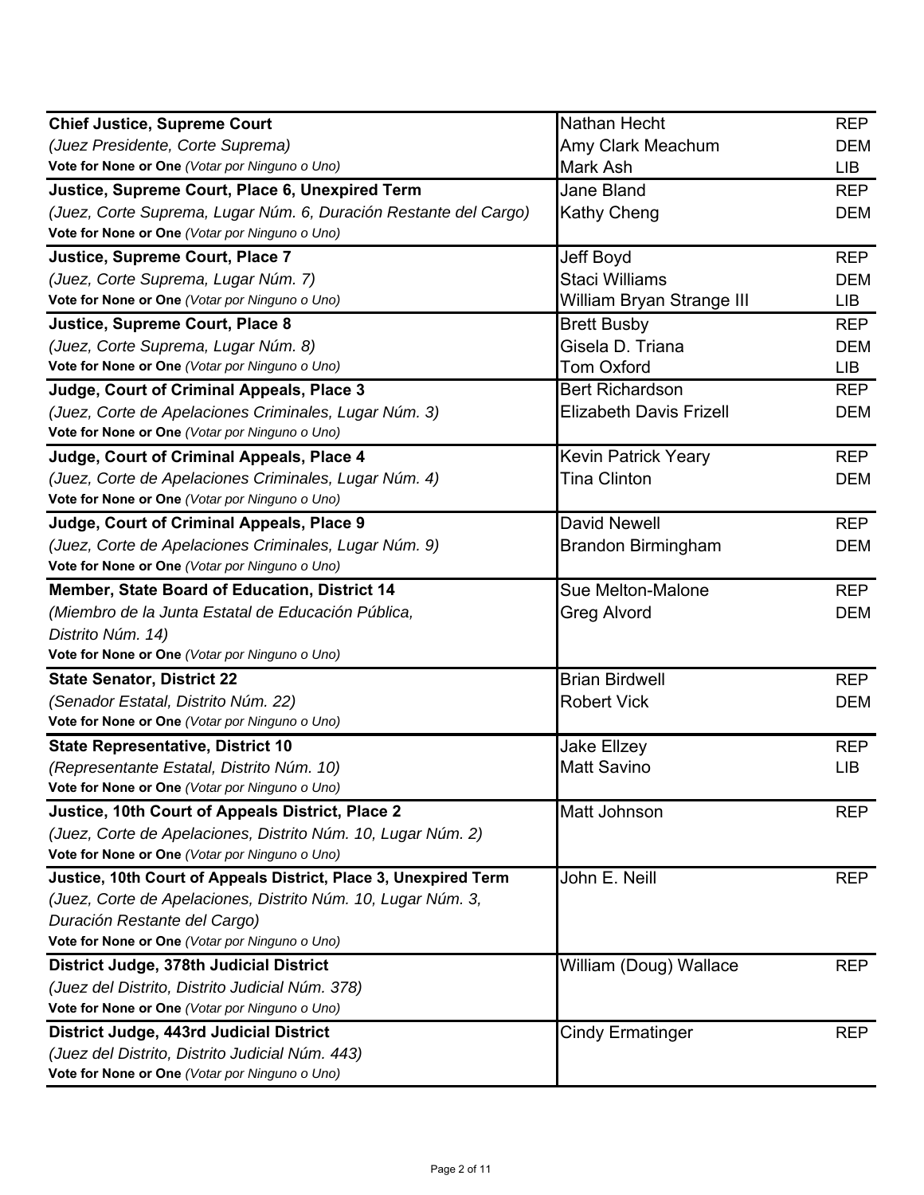| Office | Candidate | Party |
| --- | --- | --- |
| **Chief Justice, Supreme Court**<br>*(Juez Presidente, Corte Suprema)*<br>**Vote for None or One** *(Votar por Ninguno o Uno)* | Nathan Hecht | REP |
| | Amy Clark Meachum | DEM |
| | Mark Ash | LIB |
| **Justice, Supreme Court, Place 6, Unexpired Term**<br>*(Juez, Corte Suprema, Lugar Núm. 6, Duración Restante del Cargo)*<br>**Vote for None or One** *(Votar por Ninguno o Uno)* | Jane Bland | REP |
| | Kathy Cheng | DEM |
| **Justice, Supreme Court, Place 7**<br>*(Juez, Corte Suprema, Lugar Núm. 7)*<br>**Vote for None or One** *(Votar por Ninguno o Uno)* | Jeff Boyd | REP |
| | Staci Williams | DEM |
| | William Bryan Strange III | LIB |
| **Justice, Supreme Court, Place 8**<br>*(Juez, Corte Suprema, Lugar Núm. 8)*<br>**Vote for None or One** *(Votar por Ninguno o Uno)* | Brett Busby | REP |
| | Gisela D. Triana | DEM |
| | Tom Oxford | LIB |
| **Judge, Court of Criminal Appeals, Place 3**<br>*(Juez, Corte de Apelaciones Criminales, Lugar Núm. 3)*<br>**Vote for None or One** *(Votar por Ninguno o Uno)* | Bert Richardson | REP |
| | Elizabeth Davis Frizell | DEM |
| **Judge, Court of Criminal Appeals, Place 4**<br>*(Juez, Corte de Apelaciones Criminales, Lugar Núm. 4)*<br>**Vote for None or One** *(Votar por Ninguno o Uno)* | Kevin Patrick Yeary | REP |
| | Tina Clinton | DEM |
| **Judge, Court of Criminal Appeals, Place 9**<br>*(Juez, Corte de Apelaciones Criminales, Lugar Núm. 9)*<br>**Vote for None or One** *(Votar por Ninguno o Uno)* | David Newell | REP |
| | Brandon Birmingham | DEM |
| **Member, State Board of Education, District 14**<br>*(Miembro de la Junta Estatal de Educación Pública, Distrito Núm. 14)*<br>**Vote for None or One** *(Votar por Ninguno o Uno)* | Sue Melton-Malone | REP |
| | Greg Alvord | DEM |
| **State Senator, District 22**<br>*(Senador Estatal, Distrito Núm. 22)*<br>**Vote for None or One** *(Votar por Ninguno o Uno)* | Brian Birdwell | REP |
| | Robert Vick | DEM |
| **State Representative, District 10**<br>*(Representante Estatal, Distrito Núm. 10)*<br>**Vote for None or One** *(Votar por Ninguno o Uno)* | Jake Ellzey | REP |
| | Matt Savino | LIB |
| **Justice, 10th Court of Appeals District, Place 2**<br>*(Juez, Corte de Apelaciones, Distrito Núm. 10, Lugar Núm. 2)*<br>**Vote for None or One** *(Votar por Ninguno o Uno)* | Matt Johnson | REP |
| **Justice, 10th Court of Appeals District, Place 3, Unexpired Term**<br>*(Juez, Corte de Apelaciones, Distrito Núm. 10, Lugar Núm. 3, Duración Restante del Cargo)*<br>**Vote for None or One** *(Votar por Ninguno o Uno)* | John E. Neill | REP |
| **District Judge, 378th Judicial District**<br>*(Juez del Distrito, Distrito Judicial Núm. 378)*<br>**Vote for None or One** *(Votar por Ninguno o Uno)* | William (Doug) Wallace | REP |
| **District Judge, 443rd Judicial District**<br>*(Juez del Distrito, Distrito Judicial Núm. 443)*<br>**Vote for None or One** *(Votar por Ninguno o Uno)* | Cindy Ermatinger | REP |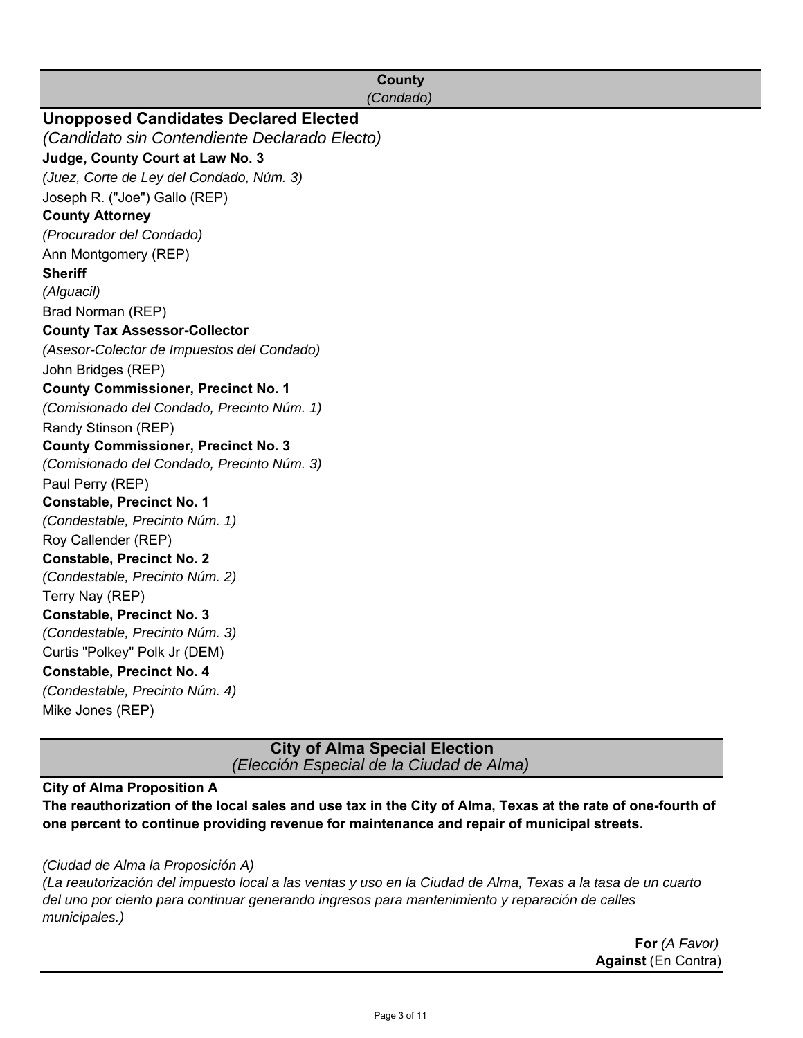## County
*(Condado)*

### Unopposed Candidates Declared Elected
*(Candidato sin Contendiente Declarado Electo)*

**Judge, County Court at Law No. 3**
*(Juez, Corte de Ley del Condado, Núm. 3)*
Joseph R. ("Joe") Gallo (REP)

**County Attorney**
*(Procurador del Condado)*
Ann Montgomery (REP)

**Sheriff**
*(Alguacil)*
Brad Norman (REP)

**County Tax Assessor-Collector**
*(Asesor-Colector de Impuestos del Condado)*
John Bridges (REP)

**County Commissioner, Precinct No. 1**
*(Comisionado del Condado, Precinto Núm. 1)*
Randy Stinson (REP)

**County Commissioner, Precinct No. 3**
*(Comisionado del Condado, Precinto Núm. 3)*
Paul Perry (REP)

**Constable, Precinct No. 1**
*(Condestable, Precinto Núm. 1)*
Roy Callender (REP)

**Constable, Precinct No. 2**
*(Condestable, Precinto Núm. 2)*
Terry Nay (REP)

**Constable, Precinct No. 3**
*(Condestable, Precinto Núm. 3)*
Curtis "Polkey" Polk Jr (DEM)

**Constable, Precinct No. 4**
*(Condestable, Precinto Núm. 4)*
Mike Jones (REP)

## City of Alma Special Election
*(Elección Especial de la Ciudad de Alma)*

**City of Alma Proposition A**

**The reauthorization of the local sales and use tax in the City of Alma, Texas at the rate of one-fourth of one percent to continue providing revenue for maintenance and repair of municipal streets.**

*(Ciudad de Alma la Proposición A)*

*(La reautorización del impuesto local a las ventas y uso en la Ciudad de Alma, Texas a la tasa de un cuarto del uno por ciento para continuar generando ingresos para mantenimiento y reparación de calles municipales.)*

**For** *(A Favor)*
**Against** (En Contra)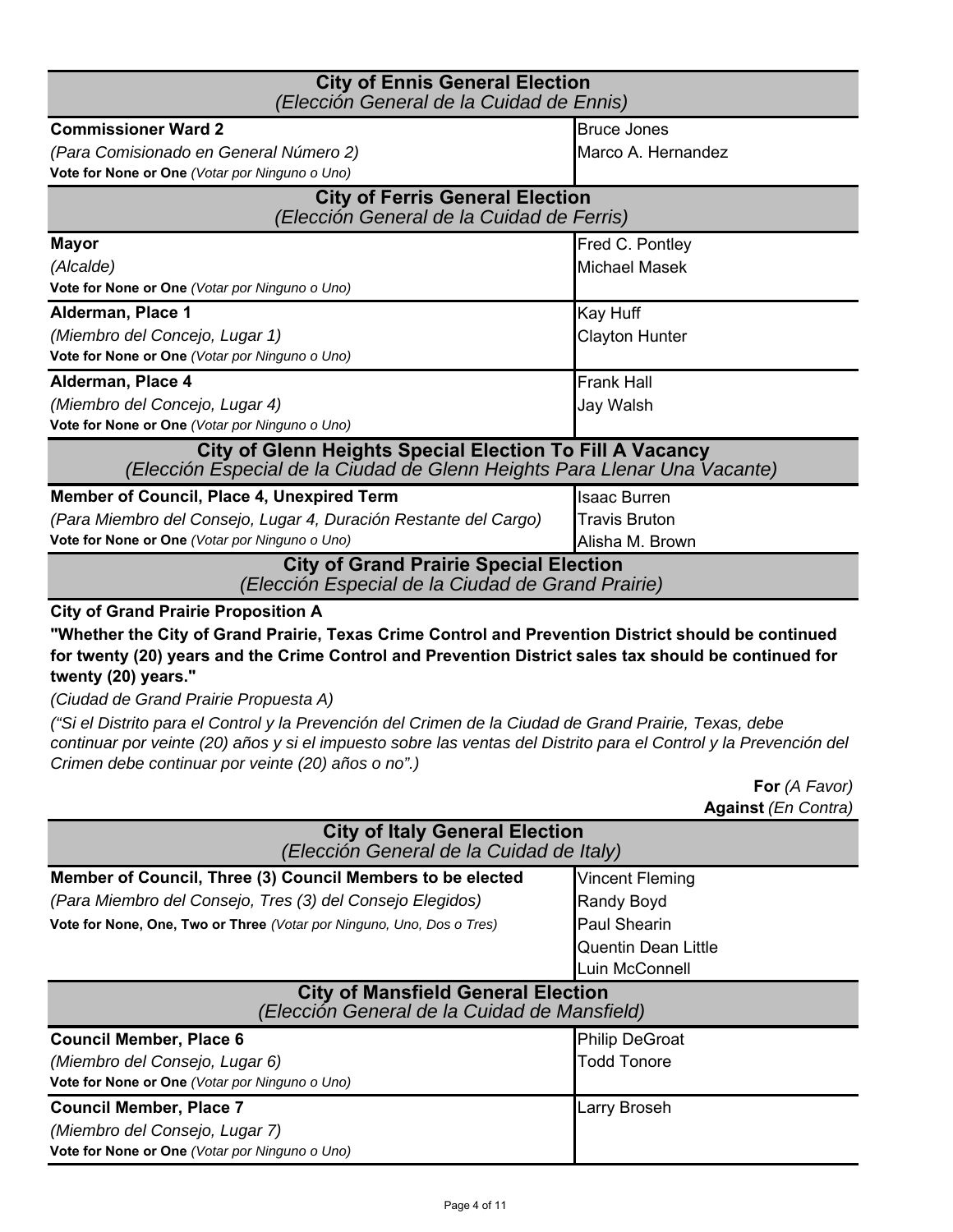## City of Ennis General Election
*(Elección General de la Cuidad de Ennis)*

| Contest | Candidates |
|---|---|
| **Commissioner Ward 2**<br>*(Para Comisionado en General Número 2)*<br>**Vote for None or One** *(Votar por Ninguno o Uno)* | Bruce Jones<br>Marco A. Hernandez |

## City of Ferris General Election
*(Elección General de la Cuidad de Ferris)*

| Contest | Candidates |
|---|---|
| **Mayor**<br>*(Alcalde)*<br>**Vote for None or One** *(Votar por Ninguno o Uno)* | Fred C. Pontley<br>Michael Masek |
| **Alderman, Place 1**<br>*(Miembro del Concejo, Lugar 1)*<br>**Vote for None or One** *(Votar por Ninguno o Uno)* | Kay Huff<br>Clayton Hunter |
| **Alderman, Place 4**<br>*(Miembro del Concejo, Lugar 4)*<br>**Vote for None or One** *(Votar por Ninguno o Uno)* | Frank Hall<br>Jay Walsh |

## City of Glenn Heights Special Election To Fill A Vacancy
*(Elección Especial de la Ciudad de Glenn Heights Para Llenar Una Vacante)*

| Contest | Candidates |
|---|---|
| **Member of Council, Place 4, Unexpired Term**<br>*(Para Miembro del Consejo, Lugar 4, Duración Restante del Cargo)*<br>**Vote for None or One** *(Votar por Ninguno o Uno)* | Isaac Burren<br>Travis Bruton<br>Alisha M. Brown |

## City of Grand Prairie Special Election
*(Elección Especial de la Ciudad de Grand Prairie)*

**City of Grand Prairie Proposition A**

**"Whether the City of Grand Prairie, Texas Crime Control and Prevention District should be continued for twenty (20) years and the Crime Control and Prevention District sales tax should be continued for twenty (20) years."**

*(Ciudad de Grand Prairie Propuesta A)*

*("Si el Distrito para el Control y la Prevención del Crimen de la Ciudad de Grand Prairie, Texas, debe continuar por veinte (20) años y si el impuesto sobre las ventas del Distrito para el Control y la Prevención del Crimen debe continuar por veinte (20) años o no".)*

**For** *(A Favor)*
**Against** *(En Contra)*

## City of Italy General Election
*(Elección General de la Cuidad de Italy)*

| Contest | Candidates |
|---|---|
| **Member of Council, Three (3) Council Members to be elected**<br>*(Para Miembro del Consejo, Tres (3) del Consejo Elegidos)*<br>**Vote for None, One, Two or Three** *(Votar por Ninguno, Uno, Dos o Tres)* | Vincent Fleming<br>Randy Boyd<br>Paul Shearin<br>Quentin Dean Little<br>Luin McConnell |

## City of Mansfield General Election
*(Elección General de la Cuidad de Mansfield)*

| Contest | Candidates |
|---|---|
| **Council Member, Place 6**<br>*(Miembro del Consejo, Lugar 6)*<br>**Vote for None or One** *(Votar por Ninguno o Uno)* | Philip DeGroat<br>Todd Tonore |
| **Council Member, Place 7**<br>*(Miembro del Consejo, Lugar 7)*<br>**Vote for None or One** *(Votar por Ninguno o Uno)* | Larry Broseh |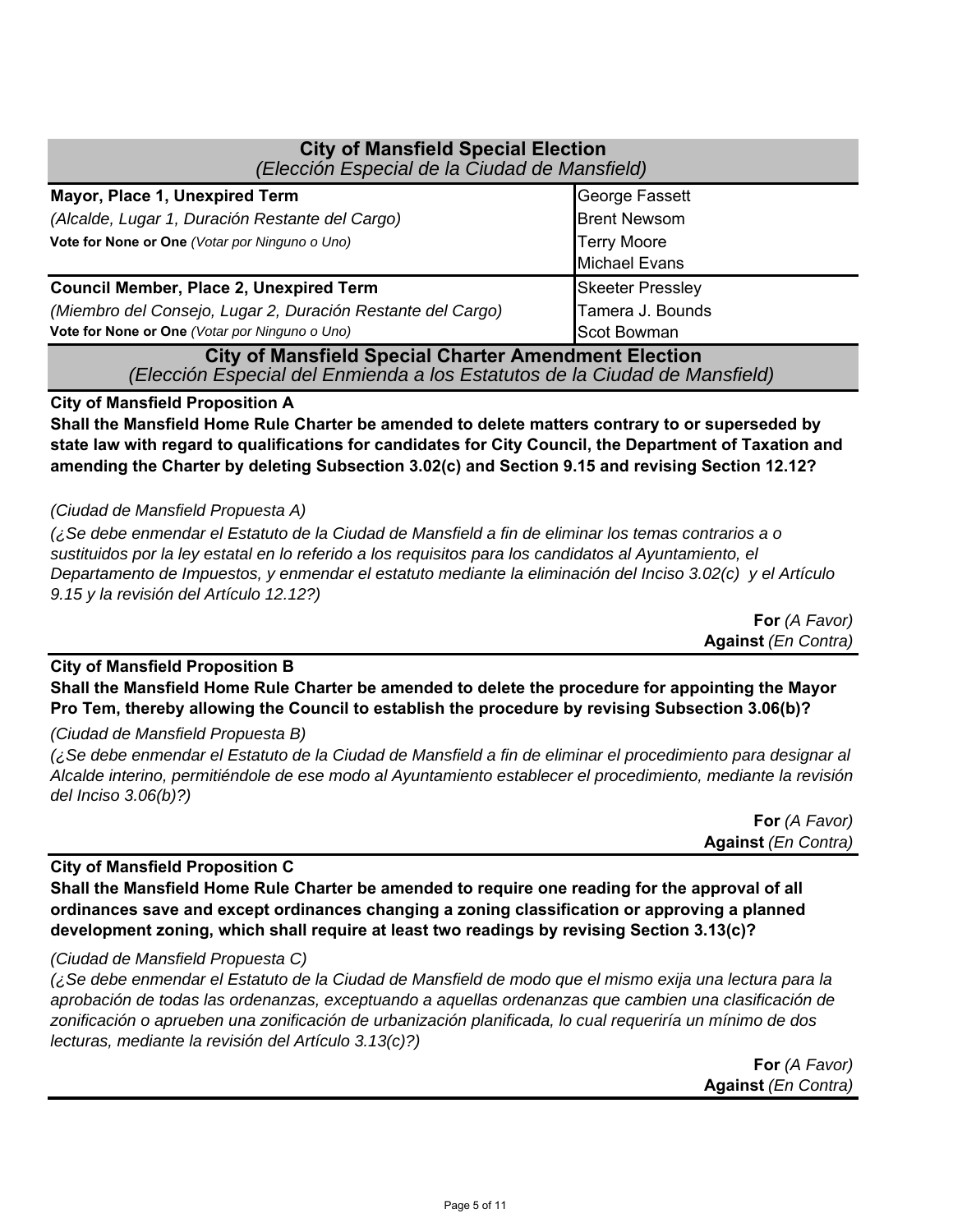## City of Mansfield Special Election
*(Elección Especial de la Ciudad de Mansfield)*

| Race | Candidates |
|---|---|
| **Mayor, Place 1, Unexpired Term**<br>*(Alcalde, Lugar 1, Duración Restante del Cargo)*<br>**Vote for None or One** *(Votar por Ninguno o Uno)* | George Fassett<br>Brent Newsom<br>Terry Moore<br>Michael Evans |
| **Council Member, Place 2, Unexpired Term**<br>*(Miembro del Consejo, Lugar 2, Duración Restante del Cargo)*<br>**Vote for None or One** *(Votar por Ninguno o Uno)* | Skeeter Pressley<br>Tamera J. Bounds<br>Scot Bowman |

## City of Mansfield Special Charter Amendment Election
*(Elección Especial del Enmienda a los Estatutos de la Ciudad de Mansfield)*

**City of Mansfield Proposition A**

**Shall the Mansfield Home Rule Charter be amended to delete matters contrary to or superseded by state law with regard to qualifications for candidates for City Council, the Department of Taxation and amending the Charter by deleting Subsection 3.02(c) and Section 9.15 and revising Section 12.12?**

*(Ciudad de Mansfield Propuesta A)*

*(¿Se debe enmendar el Estatuto de la Ciudad de Mansfield a fin de eliminar los temas contrarios a o sustituidos por la ley estatal en lo referido a los requisitos para los candidatos al Ayuntamiento, el Departamento de Impuestos, y enmendar el estatuto mediante la eliminación del Inciso 3.02(c) y el Artículo 9.15 y la revisión del Artículo 12.12?)*

**For** *(A Favor)*
**Against** *(En Contra)*

**City of Mansfield Proposition B**

**Shall the Mansfield Home Rule Charter be amended to delete the procedure for appointing the Mayor Pro Tem, thereby allowing the Council to establish the procedure by revising Subsection 3.06(b)?**

*(Ciudad de Mansfield Propuesta B)*

*(¿Se debe enmendar el Estatuto de la Ciudad de Mansfield a fin de eliminar el procedimiento para designar al Alcalde interino, permitiéndole de ese modo al Ayuntamiento establecer el procedimiento, mediante la revisión del Inciso 3.06(b)?)*

**For** *(A Favor)*
**Against** *(En Contra)*

**City of Mansfield Proposition C**

**Shall the Mansfield Home Rule Charter be amended to require one reading for the approval of all ordinances save and except ordinances changing a zoning classification or approving a planned development zoning, which shall require at least two readings by revising Section 3.13(c)?**

*(Ciudad de Mansfield Propuesta C)*

*(¿Se debe enmendar el Estatuto de la Ciudad de Mansfield de modo que el mismo exija una lectura para la aprobación de todas las ordenanzas, exceptuando a aquellas ordenanzas que cambien una clasificación de zonificación o aprueben una zonificación de urbanización planificada, lo cual requeriría un mínimo de dos lecturas, mediante la revisión del Artículo 3.13(c)?)*

**For** *(A Favor)*
**Against** *(En Contra)*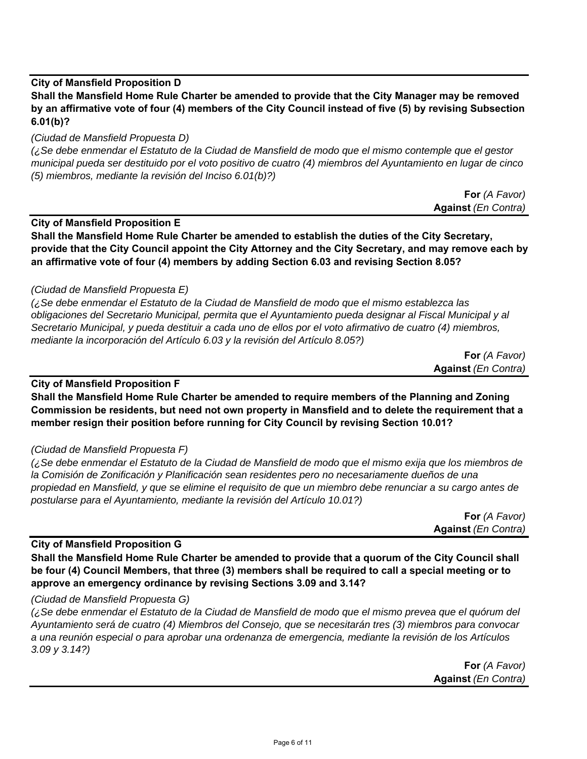**City of Mansfield Proposition D**

**Shall the Mansfield Home Rule Charter be amended to provide that the City Manager may be removed by an affirmative vote of four (4) members of the City Council instead of five (5) by revising Subsection 6.01(b)?**

*(Ciudad de Mansfield Propuesta D)*

*(¿Se debe enmendar el Estatuto de la Ciudad de Mansfield de modo que el mismo contemple que el gestor municipal pueda ser destituido por el voto positivo de cuatro (4) miembros del Ayuntamiento en lugar de cinco (5) miembros, mediante la revisión del Inciso 6.01(b)?)*

**For** *(A Favor)*
**Against** *(En Contra)*

---

**City of Mansfield Proposition E**

**Shall the Mansfield Home Rule Charter be amended to establish the duties of the City Secretary, provide that the City Council appoint the City Attorney and the City Secretary, and may remove each by an affirmative vote of four (4) members by adding Section 6.03 and revising Section 8.05?**

*(Ciudad de Mansfield Propuesta E)*

*(¿Se debe enmendar el Estatuto de la Ciudad de Mansfield de modo que el mismo establezca las obligaciones del Secretario Municipal, permita que el Ayuntamiento pueda designar al Fiscal Municipal y al Secretario Municipal, y pueda destituir a cada uno de ellos por el voto afirmativo de cuatro (4) miembros, mediante la incorporación del Artículo 6.03 y la revisión del Artículo 8.05?)*

**For** *(A Favor)*
**Against** *(En Contra)*

---

**City of Mansfield Proposition F**

**Shall the Mansfield Home Rule Charter be amended to require members of the Planning and Zoning Commission be residents, but need not own property in Mansfield and to delete the requirement that a member resign their position before running for City Council by revising Section 10.01?**

*(Ciudad de Mansfield Propuesta F)*

*(¿Se debe enmendar el Estatuto de la Ciudad de Mansfield de modo que el mismo exija que los miembros de la Comisión de Zonificación y Planificación sean residentes pero no necesariamente dueños de una propiedad en Mansfield, y que se elimine el requisito de que un miembro debe renunciar a su cargo antes de postularse para el Ayuntamiento, mediante la revisión del Artículo 10.01?)*

**For** *(A Favor)*
**Against** *(En Contra)*

---

**City of Mansfield Proposition G**

**Shall the Mansfield Home Rule Charter be amended to provide that a quorum of the City Council shall be four (4) Council Members, that three (3) members shall be required to call a special meeting or to approve an emergency ordinance by revising Sections 3.09 and 3.14?**

*(Ciudad de Mansfield Propuesta G)*

*(¿Se debe enmendar el Estatuto de la Ciudad de Mansfield de modo que el mismo prevea que el quórum del Ayuntamiento será de cuatro (4) Miembros del Consejo, que se necesitarán tres (3) miembros para convocar a una reunión especial o para aprobar una ordenanza de emergencia, mediante la revisión de los Artículos 3.09 y 3.14?)*

**For** *(A Favor)*
**Against** *(En Contra)*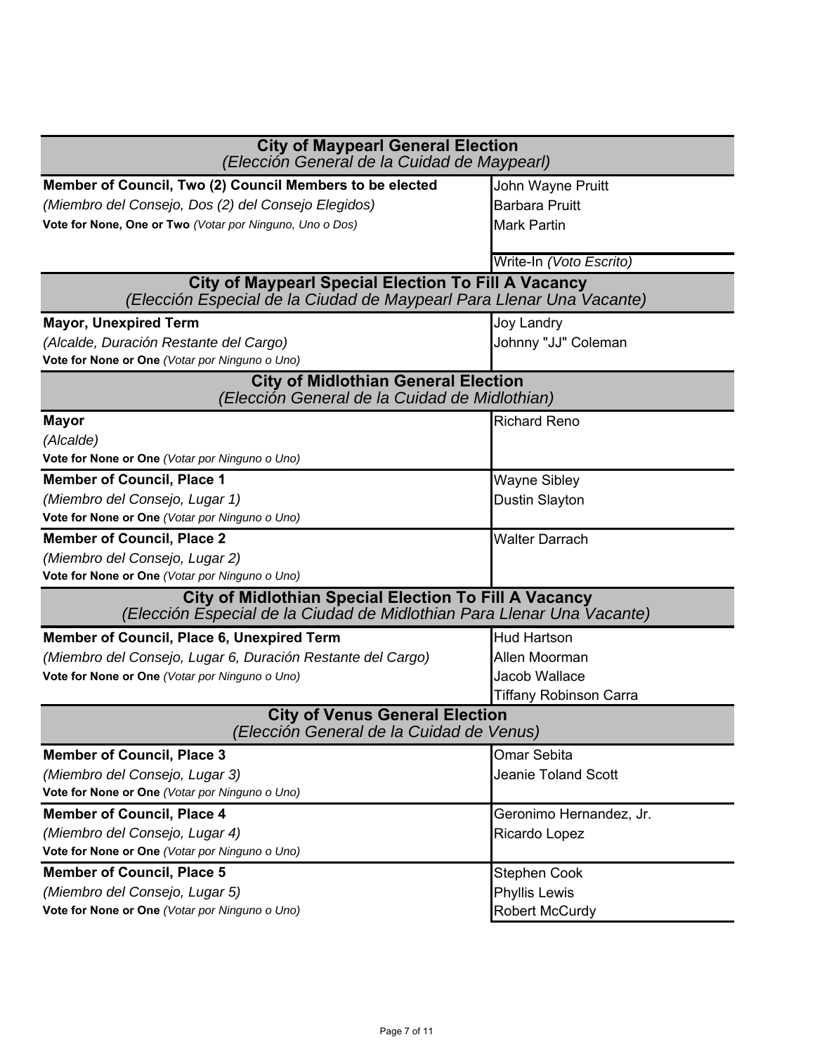| **City of Maypearl General Election** *(Elección General de la Cuidad de Maypearl)* | |
|---|---|
| **Member of Council, Two (2) Council Members to be elected** *(Miembro del Consejo, Dos (2) del Consejo Elegidos)* **Vote for None, One or Two** *(Votar por Ninguno, Uno o Dos)* | John Wayne Pruitt<br>Barbara Pruitt<br>Mark Partin<br><br>Write-In *(Voto Escrito)* |
| **City of Maypearl Special Election To Fill A Vacancy** *(Elección Especial de la Ciudad de Maypearl Para Llenar Una Vacante)* | |
| **Mayor, Unexpired Term** *(Alcalde, Duración Restante del Cargo)* **Vote for None or One** *(Votar por Ninguno o Uno)* | Joy Landry<br>Johnny "JJ" Coleman |
| **City of Midlothian General Election** *(Elección General de la Cuidad de Midlothian)* | |
| **Mayor** *(Alcalde)* **Vote for None or One** *(Votar por Ninguno o Uno)* | Richard Reno |
| **Member of Council, Place 1** *(Miembro del Consejo, Lugar 1)* **Vote for None or One** *(Votar por Ninguno o Uno)* | Wayne Sibley<br>Dustin Slayton |
| **Member of Council, Place 2** *(Miembro del Consejo, Lugar 2)* **Vote for None or One** *(Votar por Ninguno o Uno)* | Walter Darrach |
| **City of Midlothian Special Election To Fill A Vacancy** *(Elección Especial de la Ciudad de Midlothian Para Llenar Una Vacante)* | |
| **Member of Council, Place 6, Unexpired Term** *(Miembro del Consejo, Lugar 6, Duración Restante del Cargo)* **Vote for None or One** *(Votar por Ninguno o Uno)* | Hud Hartson<br>Allen Moorman<br>Jacob Wallace<br>Tiffany Robinson Carra |
| **City of Venus General Election** *(Elección General de la Cuidad de Venus)* | |
| **Member of Council, Place 3** *(Miembro del Consejo, Lugar 3)* **Vote for None or One** *(Votar por Ninguno o Uno)* | Omar Sebita<br>Jeanie Toland Scott |
| **Member of Council, Place 4** *(Miembro del Consejo, Lugar 4)* **Vote for None or One** *(Votar por Ninguno o Uno)* | Geronimo Hernandez, Jr.<br>Ricardo Lopez |
| **Member of Council, Place 5** *(Miembro del Consejo, Lugar 5)* **Vote for None or One** *(Votar por Ninguno o Uno)* | Stephen Cook<br>Phyllis Lewis<br>Robert McCurdy |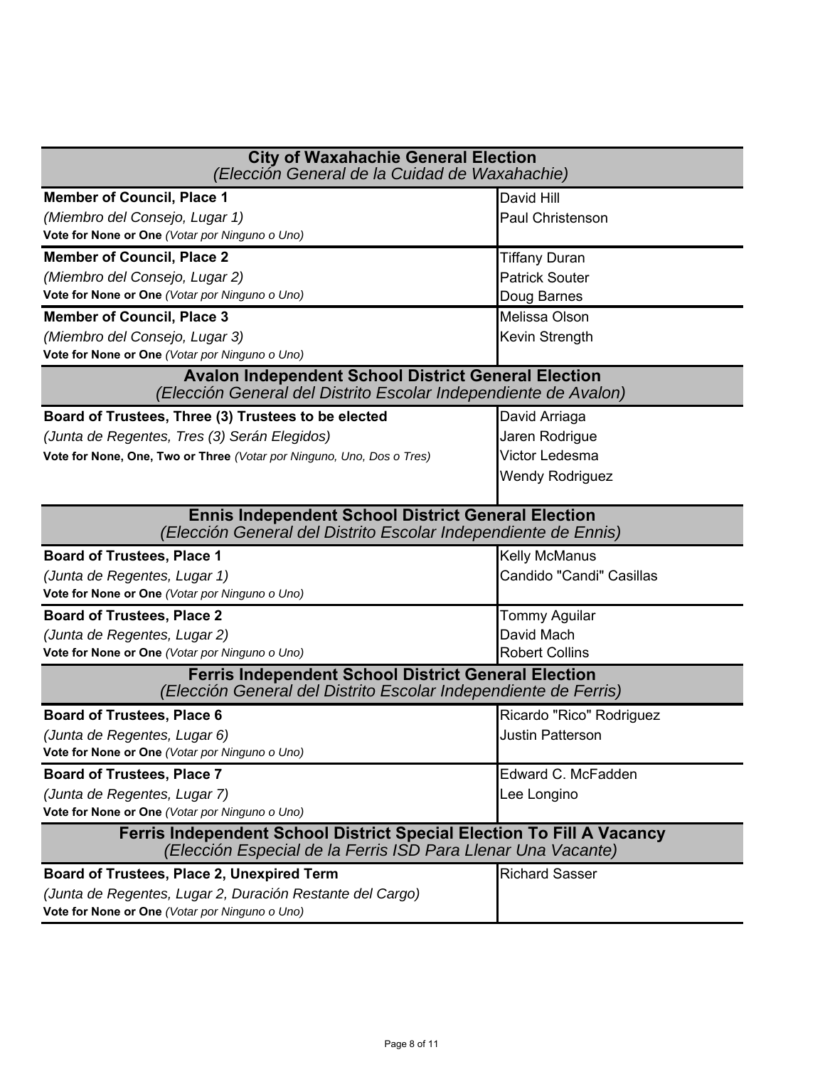| City of Waxahachie General Election *(Elección General de la Cuidad de Waxahachie)* | |
|---|---|
| **Member of Council, Place 1** *(Miembro del Consejo, Lugar 1)* **Vote for None or One** *(Votar por Ninguno o Uno)* | David Hill<br>Paul Christenson |
| **Member of Council, Place 2** *(Miembro del Consejo, Lugar 2)* **Vote for None or One** *(Votar por Ninguno o Uno)* | Tiffany Duran<br>Patrick Souter<br>Doug Barnes |
| **Member of Council, Place 3** *(Miembro del Consejo, Lugar 3)* **Vote for None or One** *(Votar por Ninguno o Uno)* | Melissa Olson<br>Kevin Strength |
| **Avalon Independent School District General Election** *(Elección General del Distrito Escolar Independiente de Avalon)* | |
| **Board of Trustees, Three (3) Trustees to be elected** *(Junta de Regentes, Tres (3) Serán Elegidos)* **Vote for None, One, Two or Three** *(Votar por Ninguno, Uno, Dos o Tres)* | David Arriaga<br>Jaren Rodrigue<br>Victor Ledesma<br>Wendy Rodriguez |
| **Ennis Independent School District General Election** *(Elección General del Distrito Escolar Independiente de Ennis)* | |
| **Board of Trustees, Place 1** *(Junta de Regentes, Lugar 1)* **Vote for None or One** *(Votar por Ninguno o Uno)* | Kelly McManus<br>Candido "Candi" Casillas |
| **Board of Trustees, Place 2** *(Junta de Regentes, Lugar 2)* **Vote for None or One** *(Votar por Ninguno o Uno)* | Tommy Aguilar<br>David Mach<br>Robert Collins |
| **Ferris Independent School District General Election** *(Elección General del Distrito Escolar Independiente de Ferris)* | |
| **Board of Trustees, Place 6** *(Junta de Regentes, Lugar 6)* **Vote for None or One** *(Votar por Ninguno o Uno)* | Ricardo "Rico" Rodriguez<br>Justin Patterson |
| **Board of Trustees, Place 7** *(Junta de Regentes, Lugar 7)* **Vote for None or One** *(Votar por Ninguno o Uno)* | Edward C. McFadden<br>Lee Longino |
| **Ferris Independent School District Special Election To Fill A Vacancy** *(Elección Especial de la Ferris ISD Para Llenar Una Vacante)* | |
| **Board of Trustees, Place 2, Unexpired Term** *(Junta de Regentes, Lugar 2, Duración Restante del Cargo)* **Vote for None or One** *(Votar por Ninguno o Uno)* | Richard Sasser |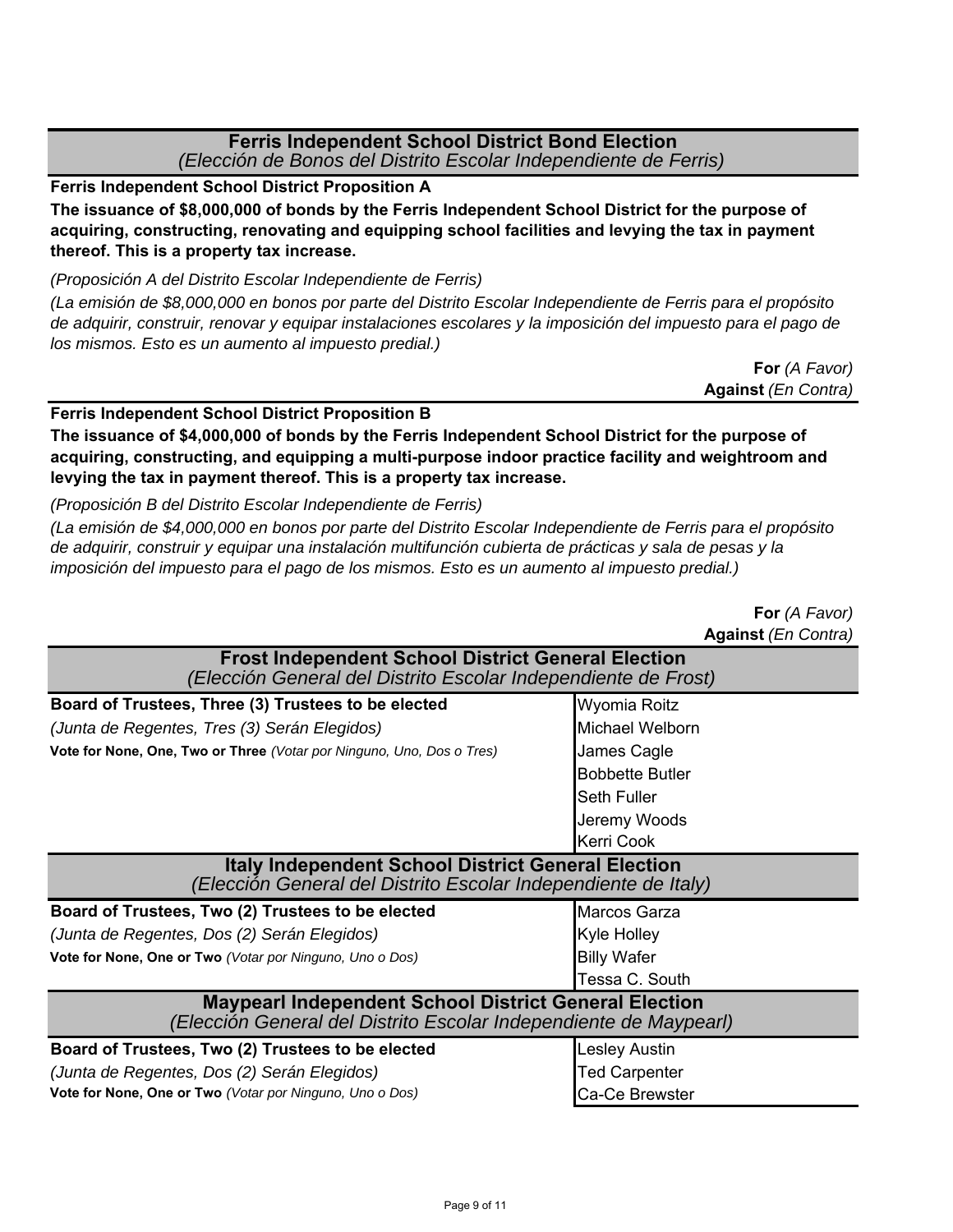## Ferris Independent School District Bond Election
*(Elección de Bonos del Distrito Escolar Independiente de Ferris)*

**Ferris Independent School District Proposition A**

**The issuance of $8,000,000 of bonds by the Ferris Independent School District for the purpose of acquiring, constructing, renovating and equipping school facilities and levying the tax in payment thereof. This is a property tax increase.**

*(Proposición A del Distrito Escolar Independiente de Ferris)*

*(La emisión de $8,000,000 en bonos por parte del Distrito Escolar Independiente de Ferris para el propósito de adquirir, construir, renovar y equipar instalaciones escolares y la imposición del impuesto para el pago de los mismos. Esto es un aumento al impuesto predial.)*

**For** *(A Favor)*
**Against** *(En Contra)*

**Ferris Independent School District Proposition B**

**The issuance of $4,000,000 of bonds by the Ferris Independent School District for the purpose of acquiring, constructing, and equipping a multi-purpose indoor practice facility and weightroom and levying the tax in payment thereof. This is a property tax increase.**

*(Proposición B del Distrito Escolar Independiente de Ferris)*

*(La emisión de $4,000,000 en bonos por parte del Distrito Escolar Independiente de Ferris para el propósito de adquirir, construir y equipar una instalación multifunción cubierta de prácticas y sala de pesas y la imposición del impuesto para el pago de los mismos. Esto es un aumento al impuesto predial.)*

**For** *(A Favor)*
**Against** *(En Contra)*

## Frost Independent School District General Election
*(Elección General del Distrito Escolar Independiente de Frost)*

**Board of Trustees, Three (3) Trustees to be elected**
*(Junta de Regentes, Tres (3) Serán Elegidos)*
**Vote for None, One, Two or Three** *(Votar por Ninguno, Uno, Dos o Tres)*

- Wyomia Roitz
- Michael Welborn
- James Cagle
- Bobbette Butler
- Seth Fuller
- Jeremy Woods
- Kerri Cook

## Italy Independent School District General Election
*(Elección General del Distrito Escolar Independiente de Italy)*

**Board of Trustees, Two (2) Trustees to be elected**
*(Junta de Regentes, Dos (2) Serán Elegidos)*
**Vote for None, One or Two** *(Votar por Ninguno, Uno o Dos)*

- Marcos Garza
- Kyle Holley
- Billy Wafer
- Tessa C. South

## Maypearl Independent School District General Election
*(Elección General del Distrito Escolar Independiente de Maypearl)*

**Board of Trustees, Two (2) Trustees to be elected**
*(Junta de Regentes, Dos (2) Serán Elegidos)*
**Vote for None, One or Two** *(Votar por Ninguno, Uno o Dos)*

- Lesley Austin
- Ted Carpenter
- Ca-Ce Brewster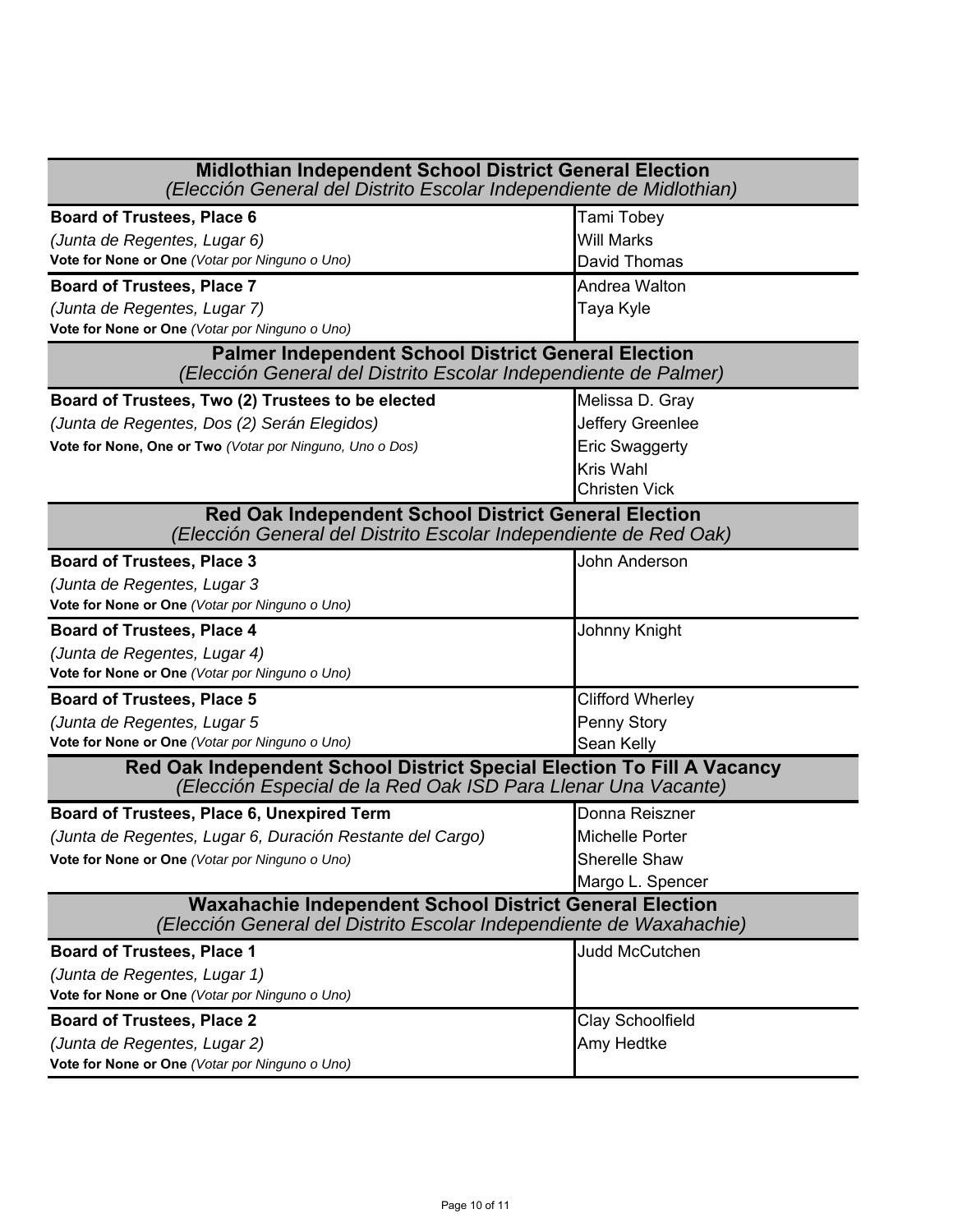| Midlothian Independent School District General Election<br>*(Elección General del Distrito Escolar Independiente de Midlothian)* | |
|---|---|
| **Board of Trustees, Place 6**<br>*(Junta de Regentes, Lugar 6)*<br>**Vote for None or One** *(Votar por Ninguno o Uno)* | Tami Tobey<br>Will Marks<br>David Thomas |
| **Board of Trustees, Place 7**<br>*(Junta de Regentes, Lugar 7)*<br>**Vote for None or One** *(Votar por Ninguno o Uno)* | Andrea Walton<br>Taya Kyle |
| **Palmer Independent School District General Election**<br>*(Elección General del Distrito Escolar Independiente de Palmer)* | |
| **Board of Trustees, Two (2) Trustees to be elected**<br>*(Junta de Regentes, Dos (2) Serán Elegidos)*<br>**Vote for None, One or Two** *(Votar por Ninguno, Uno o Dos)* | Melissa D. Gray<br>Jeffery Greenlee<br>Eric Swaggerty<br>Kris Wahl<br>Christen Vick |
| **Red Oak Independent School District General Election**<br>*(Elección General del Distrito Escolar Independiente de Red Oak)* | |
| **Board of Trustees, Place 3**<br>*(Junta de Regentes, Lugar 3*<br>**Vote for None or One** *(Votar por Ninguno o Uno)* | John Anderson |
| **Board of Trustees, Place 4**<br>*(Junta de Regentes, Lugar 4)*<br>**Vote for None or One** *(Votar por Ninguno o Uno)* | Johnny Knight |
| **Board of Trustees, Place 5**<br>*(Junta de Regentes, Lugar 5*<br>**Vote for None or One** *(Votar por Ninguno o Uno)* | Clifford Wherley<br>Penny Story<br>Sean Kelly |
| **Red Oak Independent School District Special Election To Fill A Vacancy**<br>*(Elección Especial de la Red Oak ISD Para Llenar Una Vacante)* | |
| **Board of Trustees, Place 6, Unexpired Term**<br>*(Junta de Regentes, Lugar 6, Duración Restante del Cargo)*<br>**Vote for None or One** *(Votar por Ninguno o Uno)* | Donna Reiszner<br>Michelle Porter<br>Sherelle Shaw<br>Margo L. Spencer |
| **Waxahachie Independent School District General Election**<br>*(Elección General del Distrito Escolar Independiente de Waxahachie)* | |
| **Board of Trustees, Place 1**<br>*(Junta de Regentes, Lugar 1)*<br>**Vote for None or One** *(Votar por Ninguno o Uno)* | Judd McCutchen |
| **Board of Trustees, Place 2**<br>*(Junta de Regentes, Lugar 2)*<br>**Vote for None or One** *(Votar por Ninguno o Uno)* | Clay Schoolfield<br>Amy Hedtke |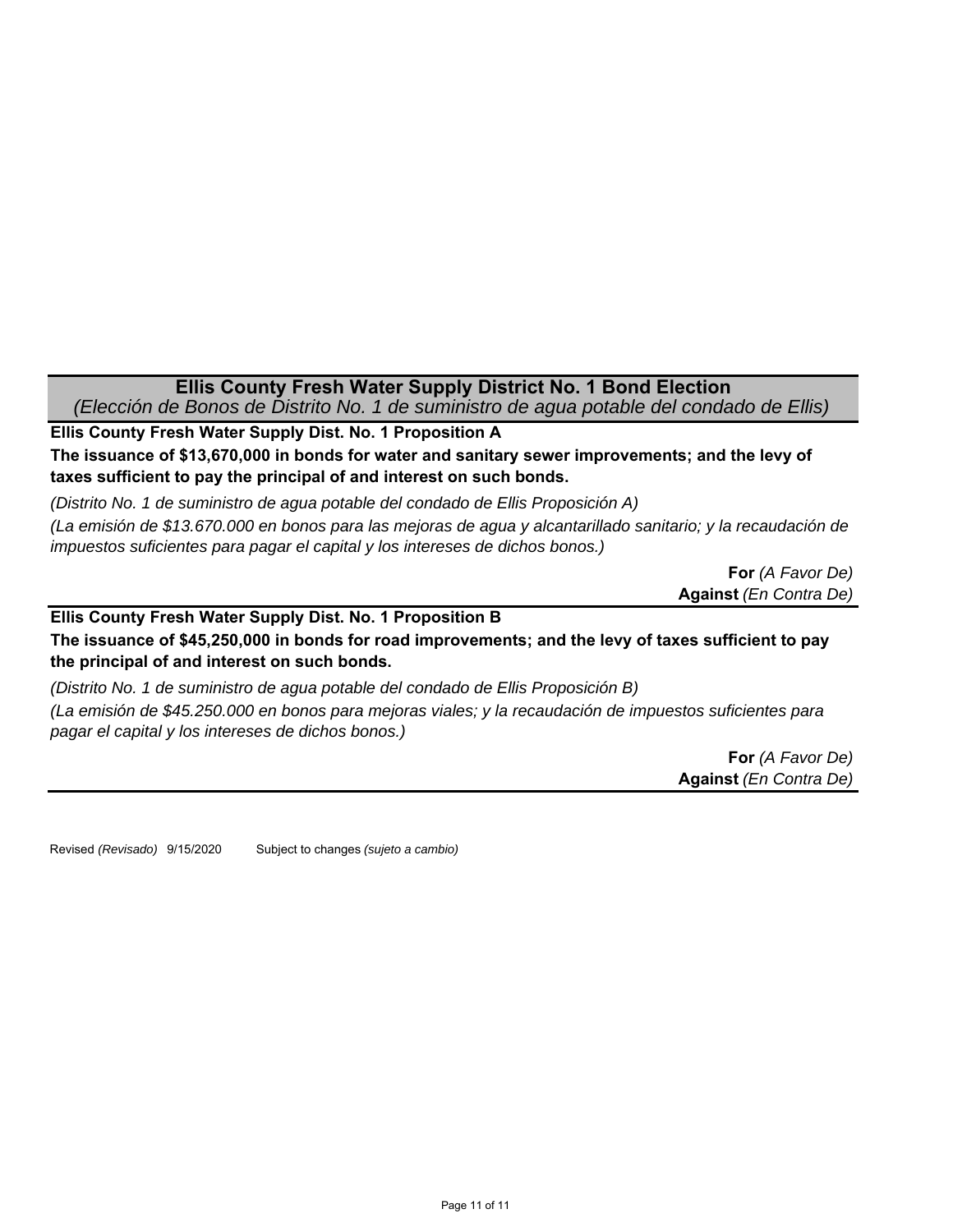## Ellis County Fresh Water Supply District No. 1 Bond Election

*(Elección de Bonos de Distrito No. 1 de suministro de agua potable del condado de Ellis)*

**Ellis County Fresh Water Supply Dist. No. 1 Proposition A**

**The issuance of $13,670,000 in bonds for water and sanitary sewer improvements; and the levy of taxes sufficient to pay the principal of and interest on such bonds.**

*(Distrito No. 1 de suministro de agua potable del condado de Ellis Proposición A)*

*(La emisión de $13.670.000 en bonos para las mejoras de agua y alcantarillado sanitario; y la recaudación de impuestos suficientes para pagar el capital y los intereses de dichos bonos.)*

**For** *(A Favor De)*
**Against** *(En Contra De)*

**Ellis County Fresh Water Supply Dist. No. 1 Proposition B**

**The issuance of $45,250,000 in bonds for road improvements; and the levy of taxes sufficient to pay the principal of and interest on such bonds.**

*(Distrito No. 1 de suministro de agua potable del condado de Ellis Proposición B)*

*(La emisión de $45.250.000 en bonos para mejoras viales; y la recaudación de impuestos suficientes para pagar el capital y los intereses de dichos bonos.)*

**For** *(A Favor De)*
**Against** *(En Contra De)*

Revised *(Revisado)* 9/15/2020 Subject to changes *(sujeto a cambio)*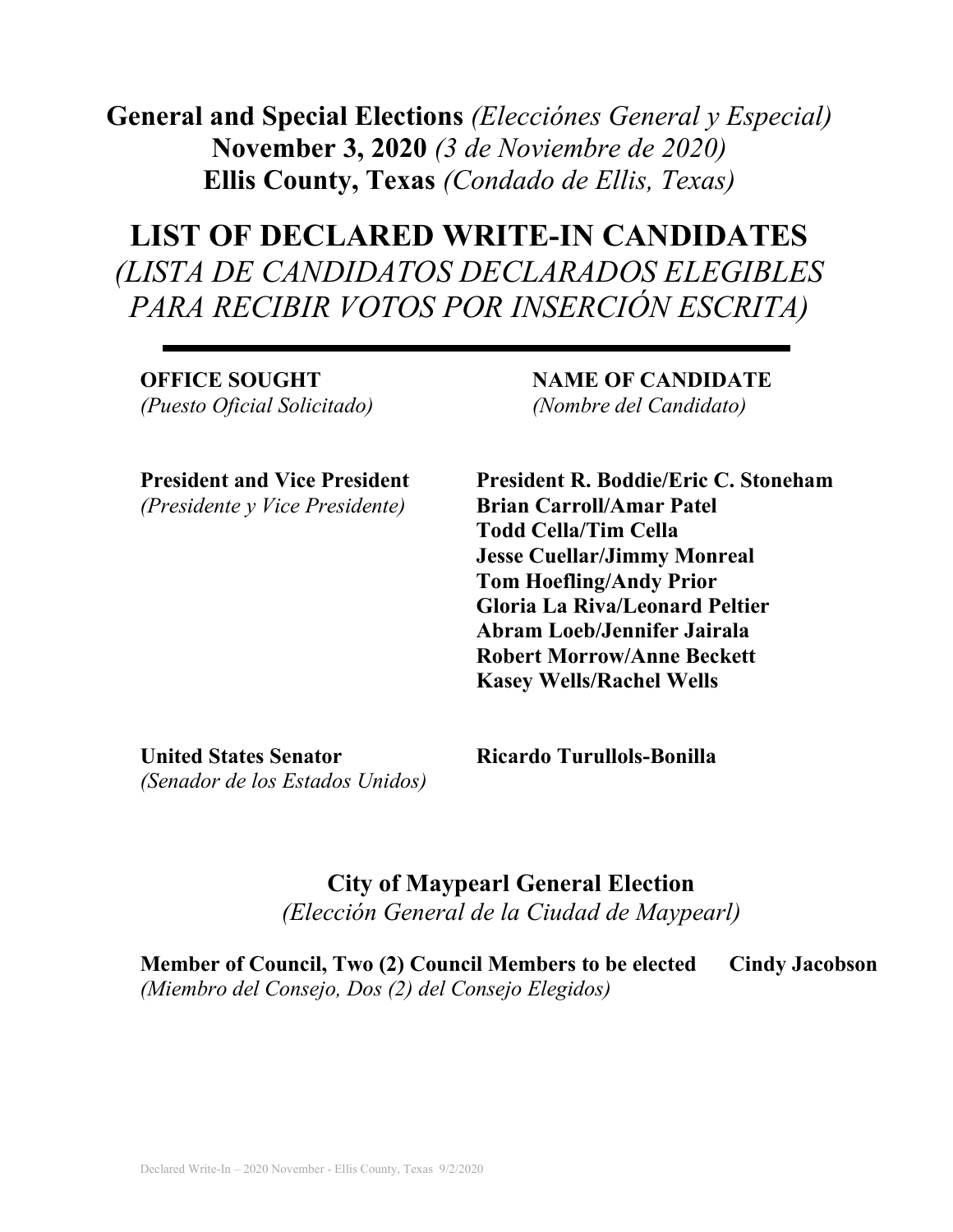# General and Special Elections *(Elecciónes General y Especial)*
# November 3, 2020 *(3 de Noviembre de 2020)*
# Ellis County, Texas *(Condado de Ellis, Texas)*

## LIST OF DECLARED WRITE-IN CANDIDATES
## *(LISTA DE CANDIDATOS DECLARADOS ELEGIBLES PARA RECIBIR VOTOS POR INSERCIÓN ESCRITA)*

---

| OFFICE SOUGHT *(Puesto Oficial Solicitado)* | NAME OF CANDIDATE *(Nombre del Candidato)* |
|---|---|
| **President and Vice President** *(Presidente y Vice Presidente)* | **President R. Boddie/Eric C. Stoneham** |
| | **Brian Carroll/Amar Patel** |
| | **Todd Cella/Tim Cella** |
| | **Jesse Cuellar/Jimmy Monreal** |
| | **Tom Hoefling/Andy Prior** |
| | **Gloria La Riva/Leonard Peltier** |
| | **Abram Loeb/Jennifer Jairala** |
| | **Robert Morrow/Anne Beckett** |
| | **Kasey Wells/Rachel Wells** |
| **United States Senator** *(Senador de los Estados Unidos)* | **Ricardo Turullols-Bonilla** |

### City of Maypearl General Election
*(Elección General de la Ciudad de Maypearl)*

| | |
|---|---|
| **Member of Council, Two (2) Council Members to be elected** *(Miembro del Consejo, Dos (2) del Consejo Elegidos)* | **Cindy Jacobson** |

Declared Write-In – 2020 November - Ellis County, Texas 9/2/2020